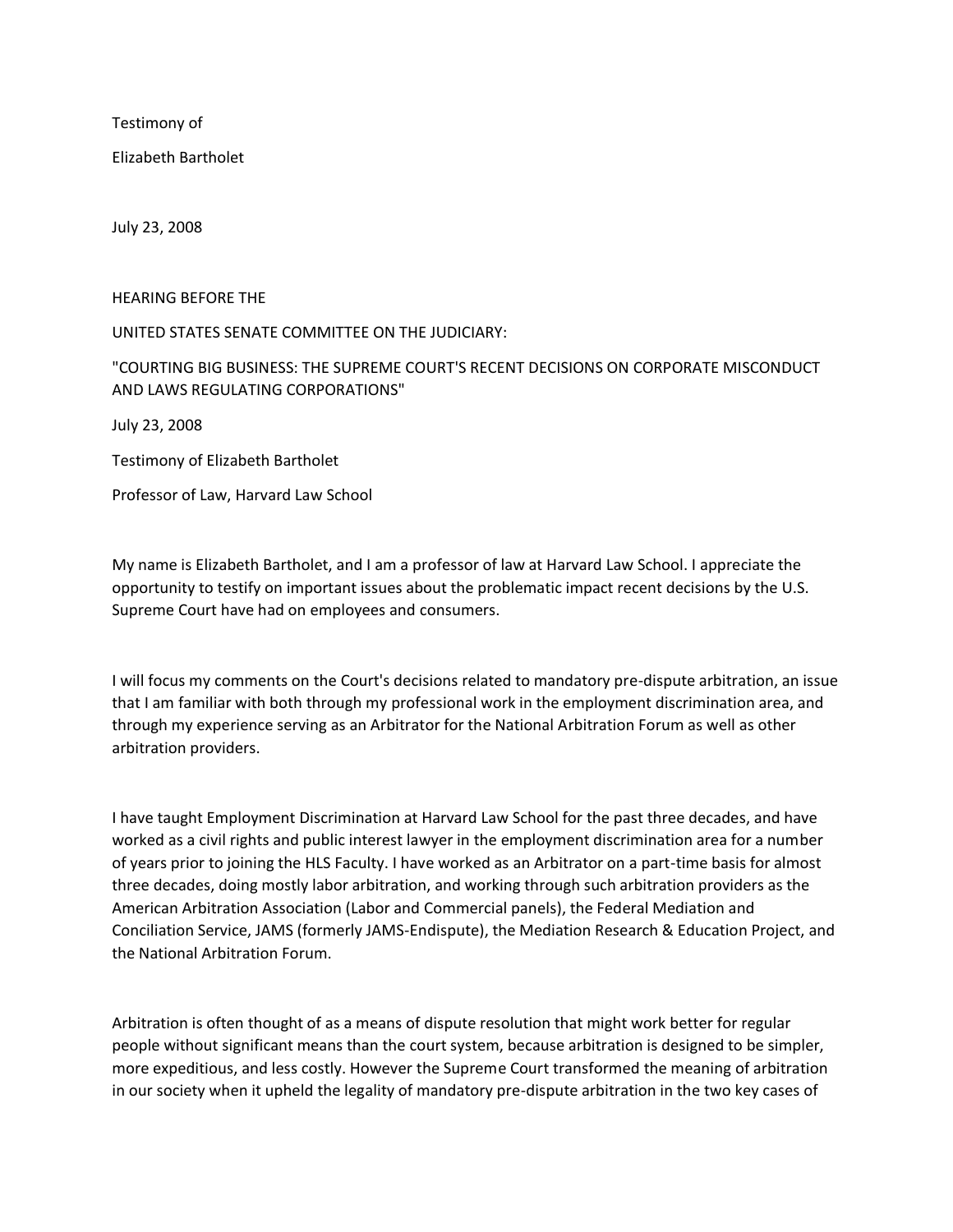Testimony of

Elizabeth Bartholet

July 23, 2008

HEARING BEFORE THE

UNITED STATES SENATE COMMITTEE ON THE JUDICIARY:

"COURTING BIG BUSINESS: THE SUPREME COURT'S RECENT DECISIONS ON CORPORATE MISCONDUCT AND LAWS REGULATING CORPORATIONS"

July 23, 2008

Testimony of Elizabeth Bartholet

Professor of Law, Harvard Law School

My name is Elizabeth Bartholet, and I am a professor of law at Harvard Law School. I appreciate the opportunity to testify on important issues about the problematic impact recent decisions by the U.S. Supreme Court have had on employees and consumers.

I will focus my comments on the Court's decisions related to mandatory pre-dispute arbitration, an issue that I am familiar with both through my professional work in the employment discrimination area, and through my experience serving as an Arbitrator for the National Arbitration Forum as well as other arbitration providers.

I have taught Employment Discrimination at Harvard Law School for the past three decades, and have worked as a civil rights and public interest lawyer in the employment discrimination area for a number of years prior to joining the HLS Faculty. I have worked as an Arbitrator on a part-time basis for almost three decades, doing mostly labor arbitration, and working through such arbitration providers as the American Arbitration Association (Labor and Commercial panels), the Federal Mediation and Conciliation Service, JAMS (formerly JAMS-Endispute), the Mediation Research & Education Project, and the National Arbitration Forum.

Arbitration is often thought of as a means of dispute resolution that might work better for regular people without significant means than the court system, because arbitration is designed to be simpler, more expeditious, and less costly. However the Supreme Court transformed the meaning of arbitration in our society when it upheld the legality of mandatory pre-dispute arbitration in the two key cases of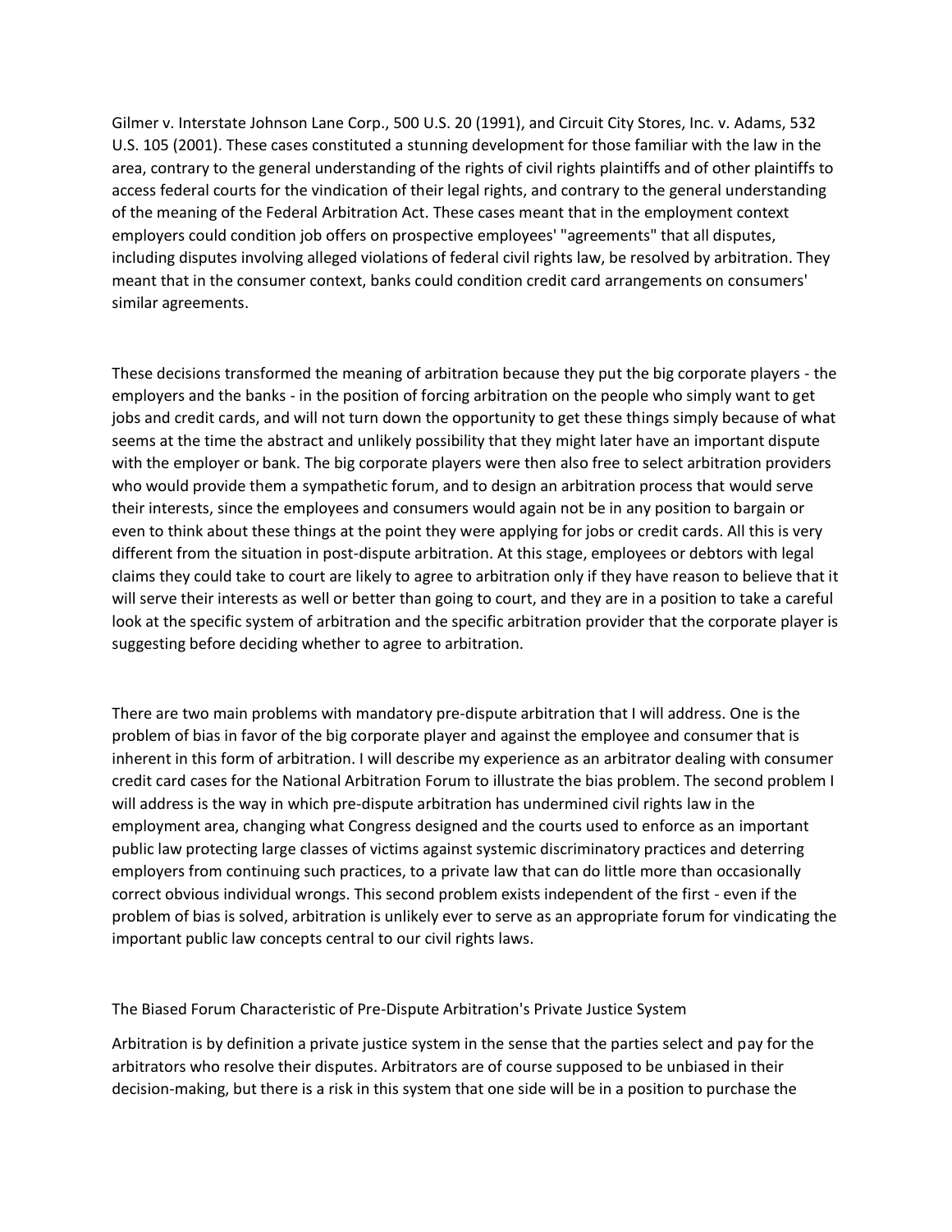Gilmer v. Interstate Johnson Lane Corp., 500 U.S. 20 (1991), and Circuit City Stores, Inc. v. Adams, 532 U.S. 105 (2001). These cases constituted a stunning development for those familiar with the law in the area, contrary to the general understanding of the rights of civil rights plaintiffs and of other plaintiffs to access federal courts for the vindication of their legal rights, and contrary to the general understanding of the meaning of the Federal Arbitration Act. These cases meant that in the employment context employers could condition job offers on prospective employees' "agreements" that all disputes, including disputes involving alleged violations of federal civil rights law, be resolved by arbitration. They meant that in the consumer context, banks could condition credit card arrangements on consumers' similar agreements.

These decisions transformed the meaning of arbitration because they put the big corporate players - the employers and the banks - in the position of forcing arbitration on the people who simply want to get jobs and credit cards, and will not turn down the opportunity to get these things simply because of what seems at the time the abstract and unlikely possibility that they might later have an important dispute with the employer or bank. The big corporate players were then also free to select arbitration providers who would provide them a sympathetic forum, and to design an arbitration process that would serve their interests, since the employees and consumers would again not be in any position to bargain or even to think about these things at the point they were applying for jobs or credit cards. All this is very different from the situation in post-dispute arbitration. At this stage, employees or debtors with legal claims they could take to court are likely to agree to arbitration only if they have reason to believe that it will serve their interests as well or better than going to court, and they are in a position to take a careful look at the specific system of arbitration and the specific arbitration provider that the corporate player is suggesting before deciding whether to agree to arbitration.

There are two main problems with mandatory pre-dispute arbitration that I will address. One is the problem of bias in favor of the big corporate player and against the employee and consumer that is inherent in this form of arbitration. I will describe my experience as an arbitrator dealing with consumer credit card cases for the National Arbitration Forum to illustrate the bias problem. The second problem I will address is the way in which pre-dispute arbitration has undermined civil rights law in the employment area, changing what Congress designed and the courts used to enforce as an important public law protecting large classes of victims against systemic discriminatory practices and deterring employers from continuing such practices, to a private law that can do little more than occasionally correct obvious individual wrongs. This second problem exists independent of the first - even if the problem of bias is solved, arbitration is unlikely ever to serve as an appropriate forum for vindicating the important public law concepts central to our civil rights laws.

## The Biased Forum Characteristic of Pre-Dispute Arbitration's Private Justice System

Arbitration is by definition a private justice system in the sense that the parties select and pay for the arbitrators who resolve their disputes. Arbitrators are of course supposed to be unbiased in their decision-making, but there is a risk in this system that one side will be in a position to purchase the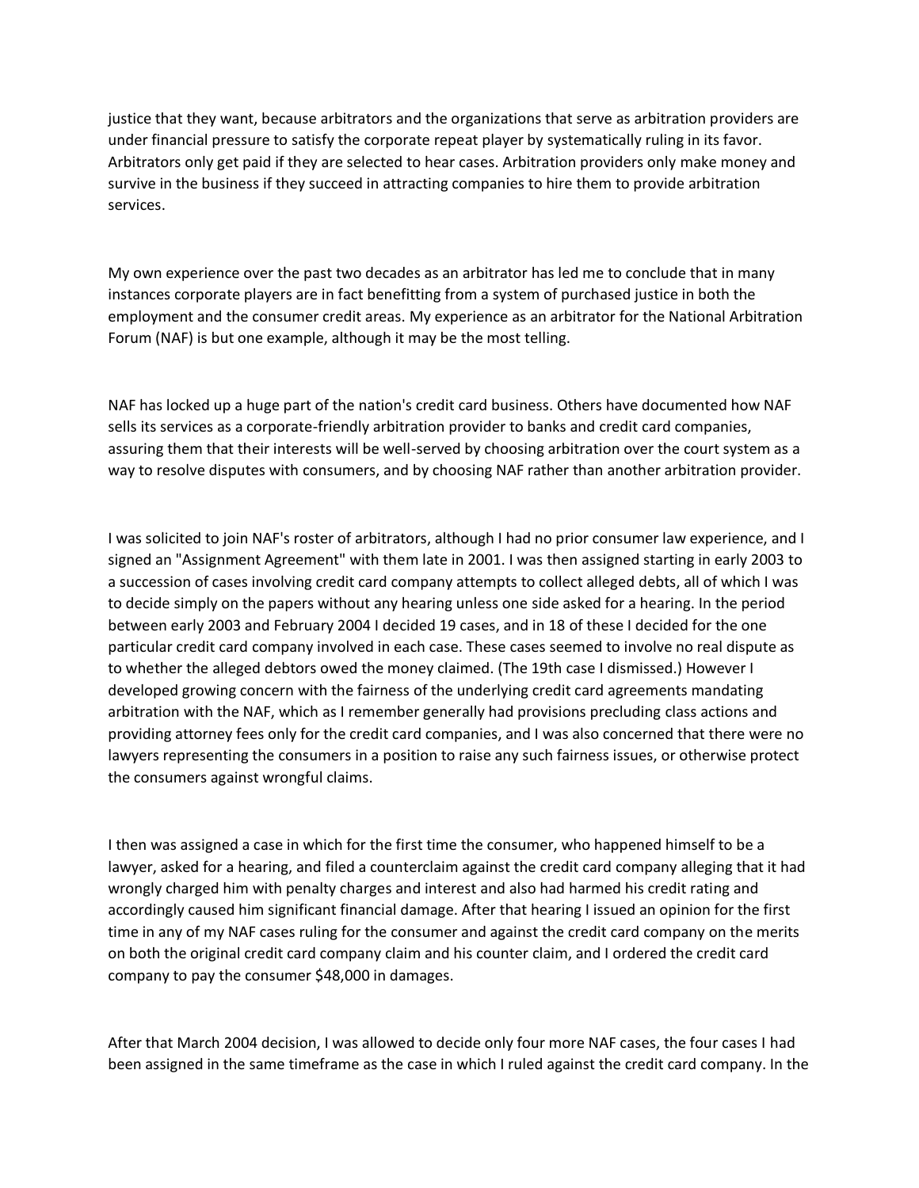justice that they want, because arbitrators and the organizations that serve as arbitration providers are under financial pressure to satisfy the corporate repeat player by systematically ruling in its favor. Arbitrators only get paid if they are selected to hear cases. Arbitration providers only make money and survive in the business if they succeed in attracting companies to hire them to provide arbitration services.

My own experience over the past two decades as an arbitrator has led me to conclude that in many instances corporate players are in fact benefitting from a system of purchased justice in both the employment and the consumer credit areas. My experience as an arbitrator for the National Arbitration Forum (NAF) is but one example, although it may be the most telling.

NAF has locked up a huge part of the nation's credit card business. Others have documented how NAF sells its services as a corporate-friendly arbitration provider to banks and credit card companies, assuring them that their interests will be well-served by choosing arbitration over the court system as a way to resolve disputes with consumers, and by choosing NAF rather than another arbitration provider.

I was solicited to join NAF's roster of arbitrators, although I had no prior consumer law experience, and I signed an "Assignment Agreement" with them late in 2001. I was then assigned starting in early 2003 to a succession of cases involving credit card company attempts to collect alleged debts, all of which I was to decide simply on the papers without any hearing unless one side asked for a hearing. In the period between early 2003 and February 2004 I decided 19 cases, and in 18 of these I decided for the one particular credit card company involved in each case. These cases seemed to involve no real dispute as to whether the alleged debtors owed the money claimed. (The 19th case I dismissed.) However I developed growing concern with the fairness of the underlying credit card agreements mandating arbitration with the NAF, which as I remember generally had provisions precluding class actions and providing attorney fees only for the credit card companies, and I was also concerned that there were no lawyers representing the consumers in a position to raise any such fairness issues, or otherwise protect the consumers against wrongful claims.

I then was assigned a case in which for the first time the consumer, who happened himself to be a lawyer, asked for a hearing, and filed a counterclaim against the credit card company alleging that it had wrongly charged him with penalty charges and interest and also had harmed his credit rating and accordingly caused him significant financial damage. After that hearing I issued an opinion for the first time in any of my NAF cases ruling for the consumer and against the credit card company on the merits on both the original credit card company claim and his counter claim, and I ordered the credit card company to pay the consumer $48,000 in damages.

After that March 2004 decision, I was allowed to decide only four more NAF cases, the four cases I had been assigned in the same timeframe as the case in which I ruled against the credit card company. In the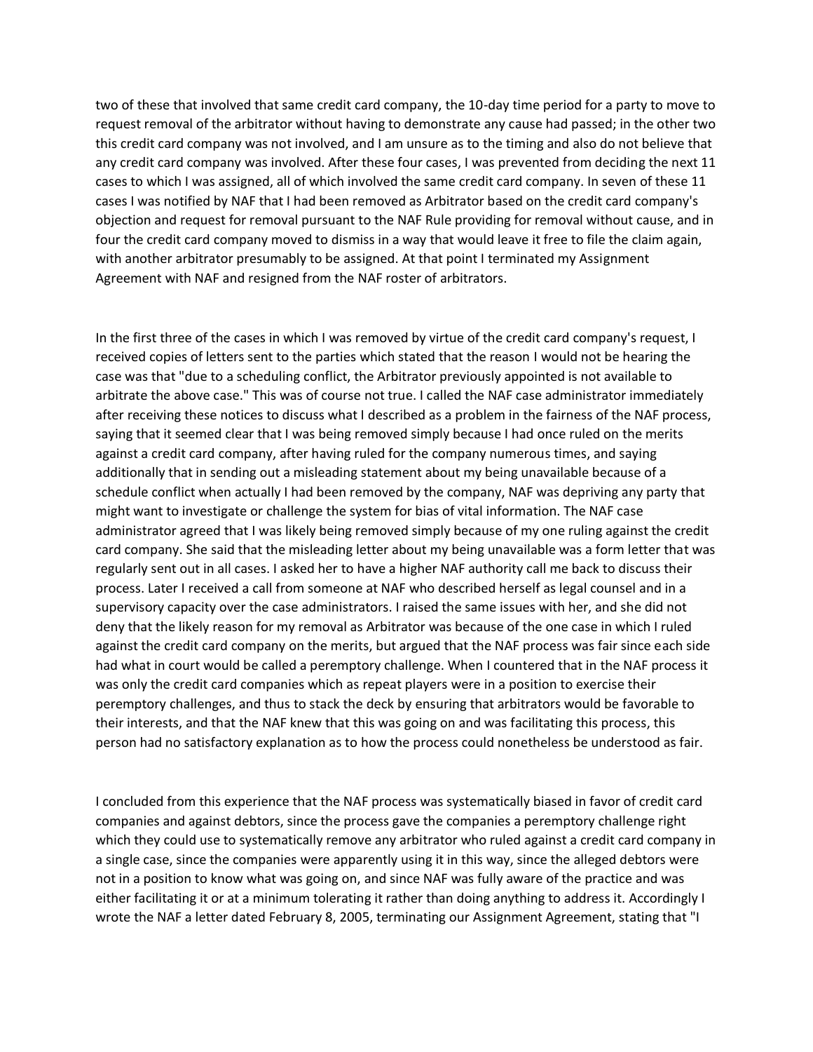two of these that involved that same credit card company, the 10-day time period for a party to move to request removal of the arbitrator without having to demonstrate any cause had passed; in the other two this credit card company was not involved, and I am unsure as to the timing and also do not believe that any credit card company was involved. After these four cases, I was prevented from deciding the next 11 cases to which I was assigned, all of which involved the same credit card company. In seven of these 11 cases I was notified by NAF that I had been removed as Arbitrator based on the credit card company's objection and request for removal pursuant to the NAF Rule providing for removal without cause, and in four the credit card company moved to dismiss in a way that would leave it free to file the claim again, with another arbitrator presumably to be assigned. At that point I terminated my Assignment Agreement with NAF and resigned from the NAF roster of arbitrators.

In the first three of the cases in which I was removed by virtue of the credit card company's request, I received copies of letters sent to the parties which stated that the reason I would not be hearing the case was that "due to a scheduling conflict, the Arbitrator previously appointed is not available to arbitrate the above case." This was of course not true. I called the NAF case administrator immediately after receiving these notices to discuss what I described as a problem in the fairness of the NAF process, saying that it seemed clear that I was being removed simply because I had once ruled on the merits against a credit card company, after having ruled for the company numerous times, and saying additionally that in sending out a misleading statement about my being unavailable because of a schedule conflict when actually I had been removed by the company, NAF was depriving any party that might want to investigate or challenge the system for bias of vital information. The NAF case administrator agreed that I was likely being removed simply because of my one ruling against the credit card company. She said that the misleading letter about my being unavailable was a form letter that was regularly sent out in all cases. I asked her to have a higher NAF authority call me back to discuss their process. Later I received a call from someone at NAF who described herself as legal counsel and in a supervisory capacity over the case administrators. I raised the same issues with her, and she did not deny that the likely reason for my removal as Arbitrator was because of the one case in which I ruled against the credit card company on the merits, but argued that the NAF process was fair since each side had what in court would be called a peremptory challenge. When I countered that in the NAF process it was only the credit card companies which as repeat players were in a position to exercise their peremptory challenges, and thus to stack the deck by ensuring that arbitrators would be favorable to their interests, and that the NAF knew that this was going on and was facilitating this process, this person had no satisfactory explanation as to how the process could nonetheless be understood as fair.

I concluded from this experience that the NAF process was systematically biased in favor of credit card companies and against debtors, since the process gave the companies a peremptory challenge right which they could use to systematically remove any arbitrator who ruled against a credit card company in a single case, since the companies were apparently using it in this way, since the alleged debtors were not in a position to know what was going on, and since NAF was fully aware of the practice and was either facilitating it or at a minimum tolerating it rather than doing anything to address it. Accordingly I wrote the NAF a letter dated February 8, 2005, terminating our Assignment Agreement, stating that "I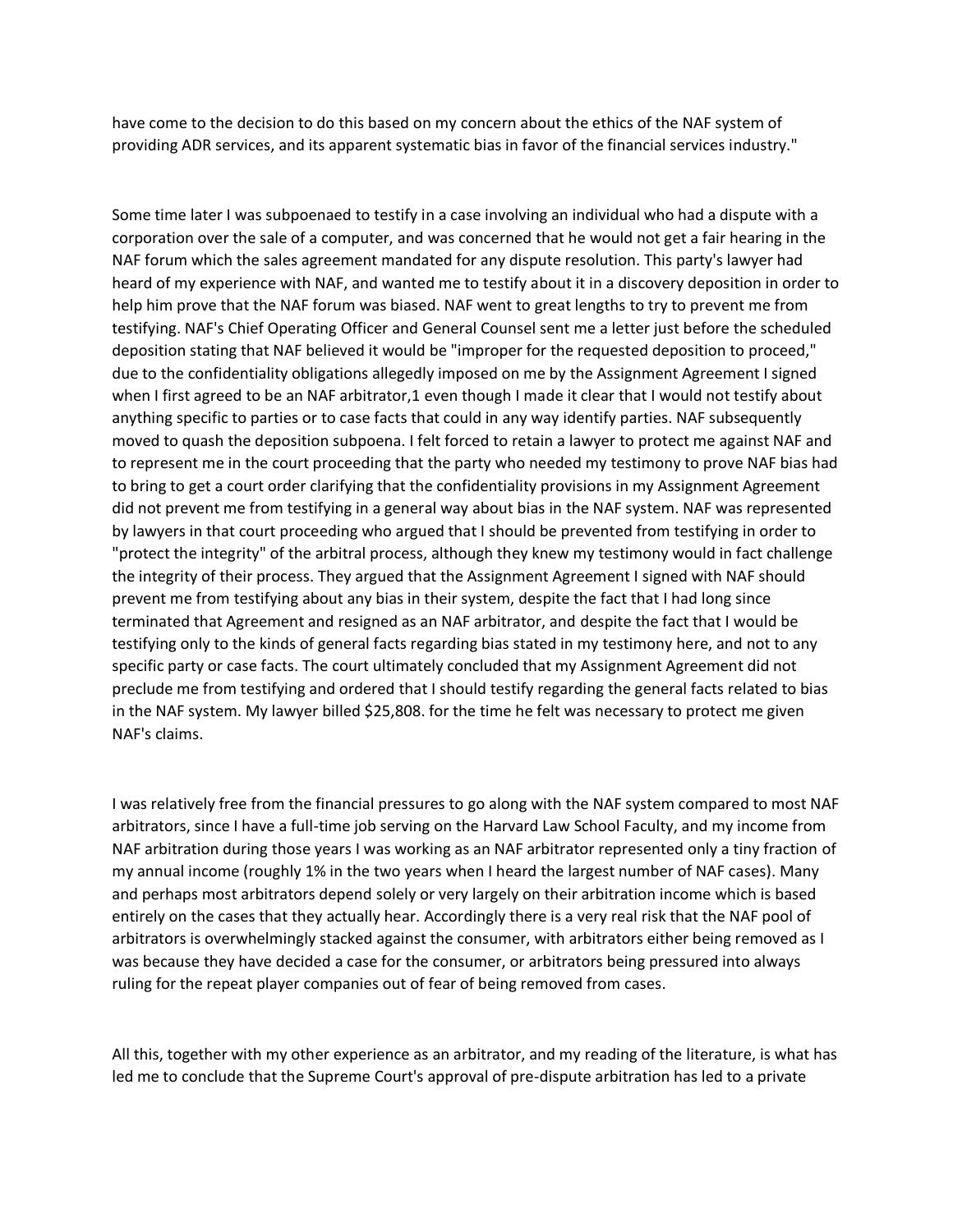have come to the decision to do this based on my concern about the ethics of the NAF system of providing ADR services, and its apparent systematic bias in favor of the financial services industry."

Some time later I was subpoenaed to testify in a case involving an individual who had a dispute with a corporation over the sale of a computer, and was concerned that he would not get a fair hearing in the NAF forum which the sales agreement mandated for any dispute resolution. This party's lawyer had heard of my experience with NAF, and wanted me to testify about it in a discovery deposition in order to help him prove that the NAF forum was biased. NAF went to great lengths to try to prevent me from testifying. NAF's Chief Operating Officer and General Counsel sent me a letter just before the scheduled deposition stating that NAF believed it would be "improper for the requested deposition to proceed," due to the confidentiality obligations allegedly imposed on me by the Assignment Agreement I signed when I first agreed to be an NAF arbitrator,[1] even though I made it clear that I would not testify about anything specific to parties or to case facts that could in any way identify parties. NAF subsequently moved to quash the deposition subpoena. I felt forced to retain a lawyer to protect me against NAF and to represent me in the court proceeding that the party who needed my testimony to prove NAF bias had to bring to get a court order clarifying that the confidentiality provisions in my Assignment Agreement did not prevent me from testifying in a general way about bias in the NAF system. NAF was represented by lawyers in that court proceeding who argued that I should be prevented from testifying in order to "protect the integrity" of the arbitral process, although they knew my testimony would in fact challenge the integrity of their process. They argued that the Assignment Agreement I signed with NAF should prevent me from testifying about any bias in their system, despite the fact that I had long since terminated that Agreement and resigned as an NAF arbitrator, and despite the fact that I would be testifying only to the kinds of general facts regarding bias stated in my testimony here, and not to any specific party or case facts. The court ultimately concluded that my Assignment Agreement did not preclude me from testifying and ordered that I should testify regarding the general facts related to bias in the NAF system. My lawyer billed $25,808. for the time he felt was necessary to protect me given NAF's claims.

I was relatively free from the financial pressures to go along with the NAF system compared to most NAF arbitrators, since I have a full-time job serving on the Harvard Law School Faculty, and my income from NAF arbitration during those years I was working as an NAF arbitrator represented only a tiny fraction of my annual income (roughly 1% in the two years when I heard the largest number of NAF cases). Many and perhaps most arbitrators depend solely or very largely on their arbitration income which is based entirely on the cases that they actually hear. Accordingly there is a very real risk that the NAF pool of arbitrators is overwhelmingly stacked against the consumer, with arbitrators either being removed as I was because they have decided a case for the consumer, or arbitrators being pressured into always ruling for the repeat player companies out of fear of being removed from cases.

All this, together with my other experience as an arbitrator, and my reading of the literature, is what has led me to conclude that the Supreme Court's approval of pre-dispute arbitration has led to a private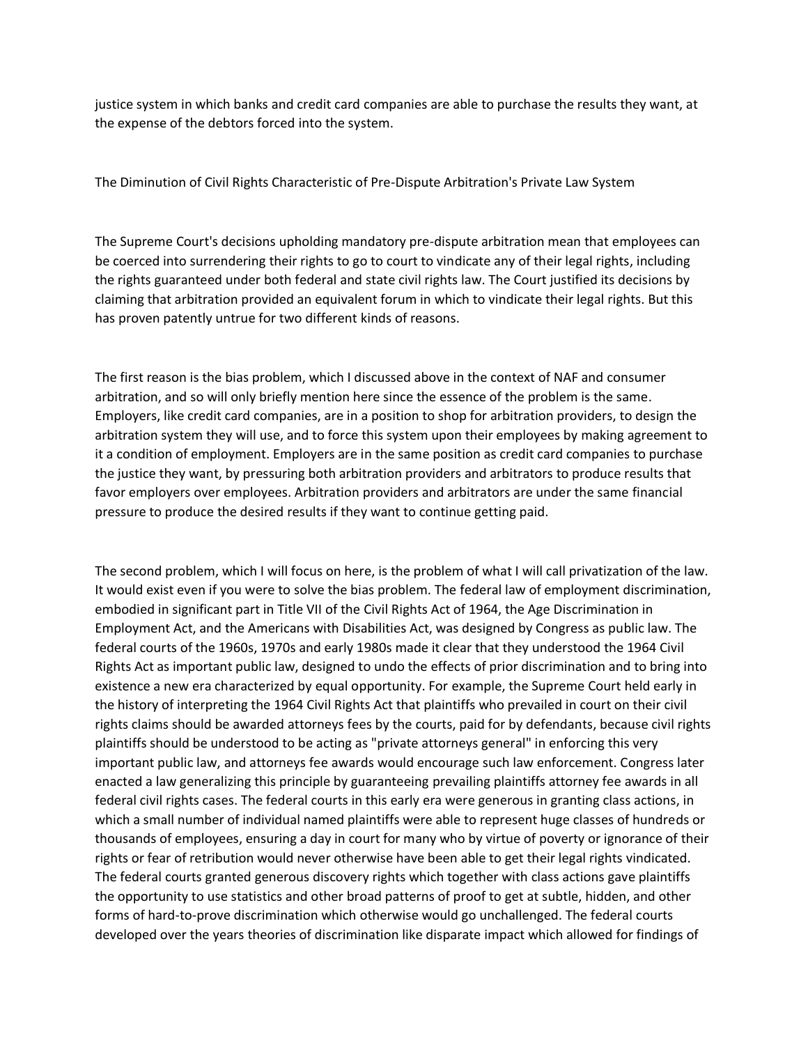justice system in which banks and credit card companies are able to purchase the results they want, at the expense of the debtors forced into the system.

## The Diminution of Civil Rights Characteristic of Pre-Dispute Arbitration's Private Law System

The Supreme Court's decisions upholding mandatory pre-dispute arbitration mean that employees can be coerced into surrendering their rights to go to court to vindicate any of their legal rights, including the rights guaranteed under both federal and state civil rights law. The Court justified its decisions by claiming that arbitration provided an equivalent forum in which to vindicate their legal rights. But this has proven patently untrue for two different kinds of reasons.

The first reason is the bias problem, which I discussed above in the context of NAF and consumer arbitration, and so will only briefly mention here since the essence of the problem is the same. Employers, like credit card companies, are in a position to shop for arbitration providers, to design the arbitration system they will use, and to force this system upon their employees by making agreement to it a condition of employment. Employers are in the same position as credit card companies to purchase the justice they want, by pressuring both arbitration providers and arbitrators to produce results that favor employers over employees. Arbitration providers and arbitrators are under the same financial pressure to produce the desired results if they want to continue getting paid.

The second problem, which I will focus on here, is the problem of what I will call privatization of the law. It would exist even if you were to solve the bias problem. The federal law of employment discrimination, embodied in significant part in Title VII of the Civil Rights Act of 1964, the Age Discrimination in Employment Act, and the Americans with Disabilities Act, was designed by Congress as public law. The federal courts of the 1960s, 1970s and early 1980s made it clear that they understood the 1964 Civil Rights Act as important public law, designed to undo the effects of prior discrimination and to bring into existence a new era characterized by equal opportunity. For example, the Supreme Court held early in the history of interpreting the 1964 Civil Rights Act that plaintiffs who prevailed in court on their civil rights claims should be awarded attorneys fees by the courts, paid for by defendants, because civil rights plaintiffs should be understood to be acting as "private attorneys general" in enforcing this very important public law, and attorneys fee awards would encourage such law enforcement. Congress later enacted a law generalizing this principle by guaranteeing prevailing plaintiffs attorney fee awards in all federal civil rights cases. The federal courts in this early era were generous in granting class actions, in which a small number of individual named plaintiffs were able to represent huge classes of hundreds or thousands of employees, ensuring a day in court for many who by virtue of poverty or ignorance of their rights or fear of retribution would never otherwise have been able to get their legal rights vindicated. The federal courts granted generous discovery rights which together with class actions gave plaintiffs the opportunity to use statistics and other broad patterns of proof to get at subtle, hidden, and other forms of hard-to-prove discrimination which otherwise would go unchallenged. The federal courts developed over the years theories of discrimination like disparate impact which allowed for findings of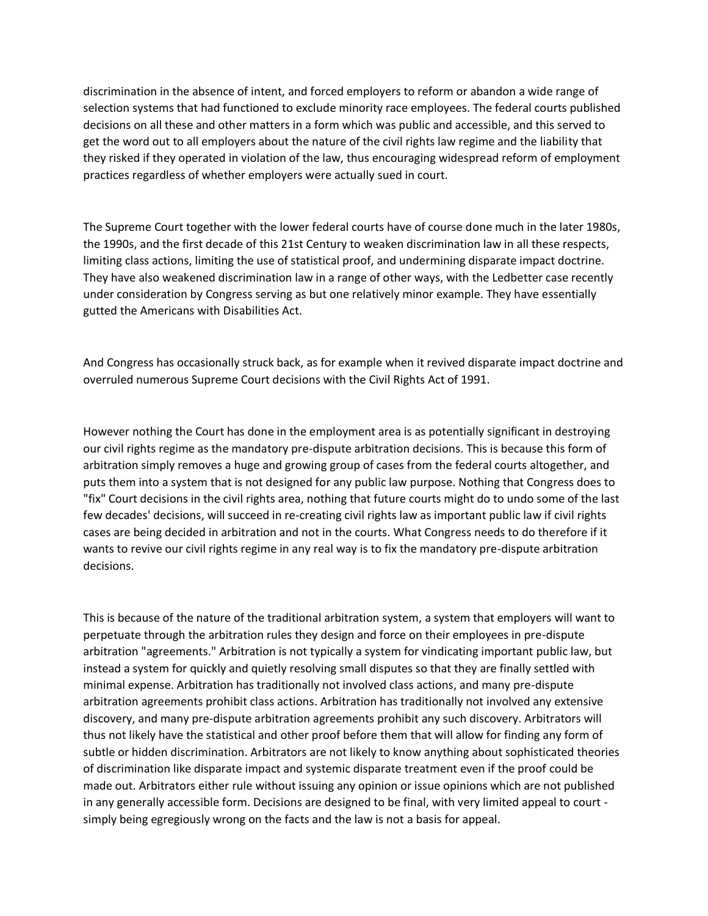discrimination in the absence of intent, and forced employers to reform or abandon a wide range of selection systems that had functioned to exclude minority race employees. The federal courts published decisions on all these and other matters in a form which was public and accessible, and this served to get the word out to all employers about the nature of the civil rights law regime and the liability that they risked if they operated in violation of the law, thus encouraging widespread reform of employment practices regardless of whether employers were actually sued in court.

The Supreme Court together with the lower federal courts have of course done much in the later 1980s, the 1990s, and the first decade of this 21st Century to weaken discrimination law in all these respects, limiting class actions, limiting the use of statistical proof, and undermining disparate impact doctrine. They have also weakened discrimination law in a range of other ways, with the Ledbetter case recently under consideration by Congress serving as but one relatively minor example. They have essentially gutted the Americans with Disabilities Act.

And Congress has occasionally struck back, as for example when it revived disparate impact doctrine and overruled numerous Supreme Court decisions with the Civil Rights Act of 1991.

However nothing the Court has done in the employment area is as potentially significant in destroying our civil rights regime as the mandatory pre-dispute arbitration decisions. This is because this form of arbitration simply removes a huge and growing group of cases from the federal courts altogether, and puts them into a system that is not designed for any public law purpose. Nothing that Congress does to "fix" Court decisions in the civil rights area, nothing that future courts might do to undo some of the last few decades' decisions, will succeed in re-creating civil rights law as important public law if civil rights cases are being decided in arbitration and not in the courts. What Congress needs to do therefore if it wants to revive our civil rights regime in any real way is to fix the mandatory pre-dispute arbitration decisions.

This is because of the nature of the traditional arbitration system, a system that employers will want to perpetuate through the arbitration rules they design and force on their employees in pre-dispute arbitration "agreements." Arbitration is not typically a system for vindicating important public law, but instead a system for quickly and quietly resolving small disputes so that they are finally settled with minimal expense. Arbitration has traditionally not involved class actions, and many pre-dispute arbitration agreements prohibit class actions. Arbitration has traditionally not involved any extensive discovery, and many pre-dispute arbitration agreements prohibit any such discovery. Arbitrators will thus not likely have the statistical and other proof before them that will allow for finding any form of subtle or hidden discrimination. Arbitrators are not likely to know anything about sophisticated theories of discrimination like disparate impact and systemic disparate treatment even if the proof could be made out. Arbitrators either rule without issuing any opinion or issue opinions which are not published in any generally accessible form. Decisions are designed to be final, with very limited appeal to court - simply being egregiously wrong on the facts and the law is not a basis for appeal.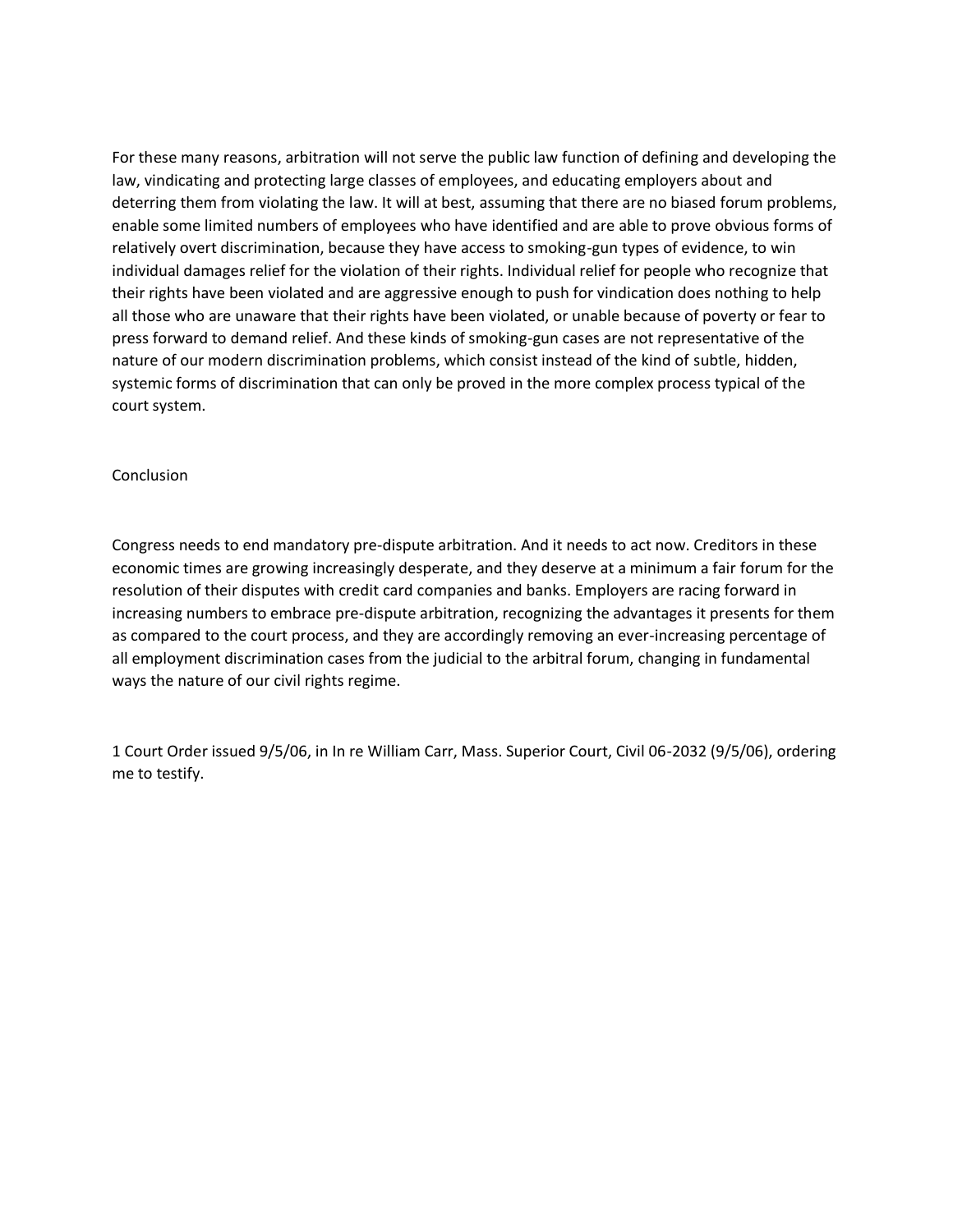For these many reasons, arbitration will not serve the public law function of defining and developing the law, vindicating and protecting large classes of employees, and educating employers about and deterring them from violating the law. It will at best, assuming that there are no biased forum problems, enable some limited numbers of employees who have identified and are able to prove obvious forms of relatively overt discrimination, because they have access to smoking-gun types of evidence, to win individual damages relief for the violation of their rights. Individual relief for people who recognize that their rights have been violated and are aggressive enough to push for vindication does nothing to help all those who are unaware that their rights have been violated, or unable because of poverty or fear to press forward to demand relief. And these kinds of smoking-gun cases are not representative of the nature of our modern discrimination problems, which consist instead of the kind of subtle, hidden, systemic forms of discrimination that can only be proved in the more complex process typical of the court system.

## Conclusion

Congress needs to end mandatory pre-dispute arbitration. And it needs to act now. Creditors in these economic times are growing increasingly desperate, and they deserve at a minimum a fair forum for the resolution of their disputes with credit card companies and banks. Employers are racing forward in increasing numbers to embrace pre-dispute arbitration, recognizing the advantages it presents for them as compared to the court process, and they are accordingly removing an ever-increasing percentage of all employment discrimination cases from the judicial to the arbitral forum, changing in fundamental ways the nature of our civil rights regime.

1 Court Order issued 9/5/06, in In re William Carr, Mass. Superior Court, Civil 06-2032 (9/5/06), ordering me to testify.